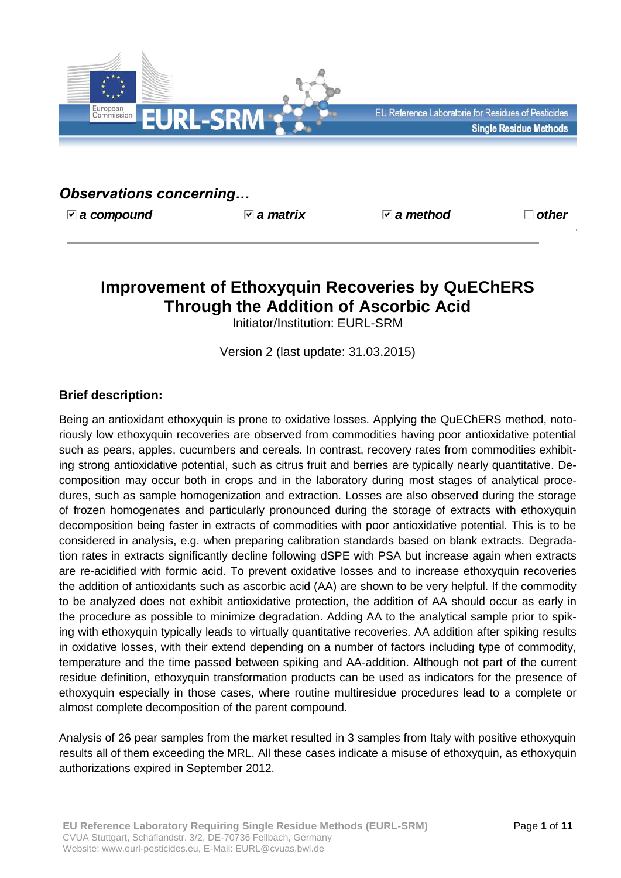*Observations concerning…*

☑ ***a compound*** ☑ ***a matrix*** ☑ ***a method*** ☐ ***other***

# Improvement of Ethoxyquin Recoveries by QuEChERS Through the Addition of Ascorbic Acid

Initiator/Institution: EURL-SRM

Version 2 (last update: 31.03.2015)

## Brief description:

Being an antioxidant ethoxyquin is prone to oxidative losses. Applying the QuEChERS method, notoriously low ethoxyquin recoveries are observed from commodities having poor antioxidative potential such as pears, apples, cucumbers and cereals. In contrast, recovery rates from commodities exhibiting strong antioxidative potential, such as citrus fruit and berries are typically nearly quantitative. Decomposition may occur both in crops and in the laboratory during most stages of analytical procedures, such as sample homogenization and extraction. Losses are also observed during the storage of frozen homogenates and particularly pronounced during the storage of extracts with ethoxyquin decomposition being faster in extracts of commodities with poor antioxidative potential. This is to be considered in analysis, e.g. when preparing calibration standards based on blank extracts. Degradation rates in extracts significantly decline following dSPE with PSA but increase again when extracts are re-acidified with formic acid. To prevent oxidative losses and to increase ethoxyquin recoveries the addition of antioxidants such as ascorbic acid (AA) are shown to be very helpful. If the commodity to be analyzed does not exhibit antioxidative protection, the addition of AA should occur as early in the procedure as possible to minimize degradation. Adding AA to the analytical sample prior to spiking with ethoxyquin typically leads to virtually quantitative recoveries. AA addition after spiking results in oxidative losses, with their extend depending on a number of factors including type of commodity, temperature and the time passed between spiking and AA-addition. Although not part of the current residue definition, ethoxyquin transformation products can be used as indicators for the presence of ethoxyquin especially in those cases, where routine multiresidue procedures lead to a complete or almost complete decomposition of the parent compound.

Analysis of 26 pear samples from the market resulted in 3 samples from Italy with positive ethoxyquin results all of them exceeding the MRL. All these cases indicate a misuse of ethoxyquin, as ethoxyquin authorizations expired in September 2012.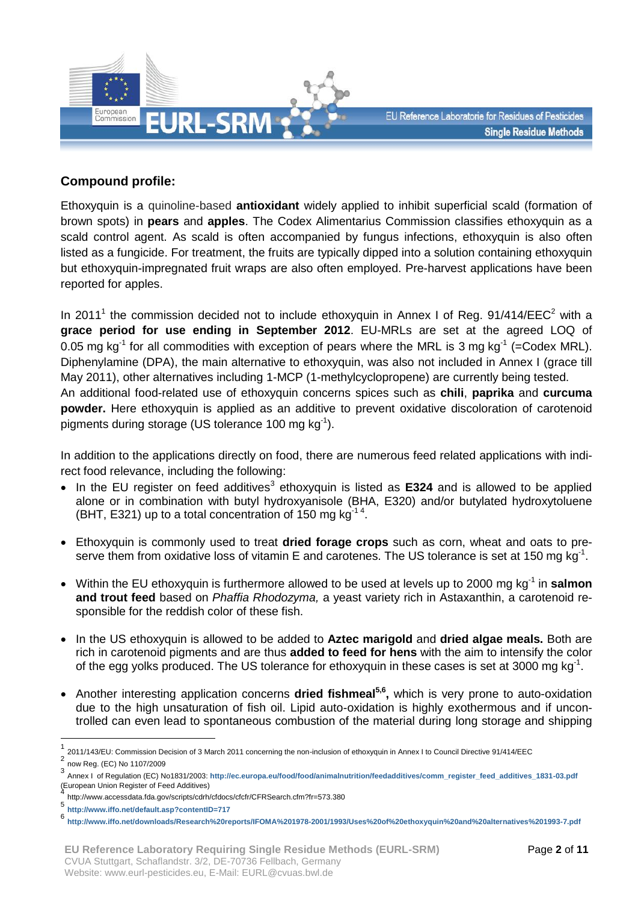## Compound profile:

Ethoxyquin is a quinoline-based **antioxidant** widely applied to inhibit superficial scald (formation of brown spots) in **pears** and **apples**. The Codex Alimentarius Commission classifies ethoxyquin as a scald control agent. As scald is often accompanied by fungus infections, ethoxyquin is also often listed as a fungicide. For treatment, the fruits are typically dipped into a solution containing ethoxyquin but ethoxyquin-impregnated fruit wraps are also often employed. Pre-harvest applications have been reported for apples.

In 2011[1] the commission decided not to include ethoxyquin in Annex I of Reg. 91/414/EEC[2] with a **grace period for use ending in September 2012**. EU-MRLs are set at the agreed LOQ of 0.05 mg $kg^{-1}$ for all commodities with exception of pears where the MRL is 3 mg $kg^{-1}$ (=Codex MRL). Diphenylamine (DPA), the main alternative to ethoxyquin, was also not included in Annex I (grace till May 2011), other alternatives including 1-MCP (1-methylcyclopropene) are currently being tested.
An additional food-related use of ethoxyquin concerns spices such as **chili**, **paprika** and **curcuma powder.** Here ethoxyquin is applied as an additive to prevent oxidative discoloration of carotenoid pigments during storage (US tolerance 100 mg $kg^{-1}$).

In addition to the applications directly on food, there are numerous feed related applications with indirect food relevance, including the following:

- In the EU register on feed additives[3] ethoxyquin is listed as **E324** and is allowed to be applied alone or in combination with butyl hydroxyanisole (BHA, E320) and/or butylated hydroxytoluene (BHT, E321) up to a total concentration of 150 mg $kg^{-1}$ [4].
- Ethoxyquin is commonly used to treat **dried forage crops** such as corn, wheat and oats to preserve them from oxidative loss of vitamin E and carotenes. The US tolerance is set at 150 mg $kg^{-1}$.
- Within the EU ethoxyquin is furthermore allowed to be used at levels up to 2000 mg $kg^{-1}$ in **salmon and trout feed** based on *Phaffia Rhodozyma,* a yeast variety rich in Astaxanthin, a carotenoid responsible for the reddish color of these fish.
- In the US ethoxyquin is allowed to be added to **Aztec marigold** and **dried algae meals.** Both are rich in carotenoid pigments and are thus **added to feed for hens** with the aim to intensify the color of the egg yolks produced. The US tolerance for ethoxyquin in these cases is set at 3000 mg $kg^{-1}$.
- Another interesting application concerns **dried fishmeal[5,6],** which is very prone to auto-oxidation due to the high unsaturation of fish oil. Lipid auto-oxidation is highly exothermous and if uncontrolled can even lead to spontaneous combustion of the material during long storage and shipping

---

[1] 2011/143/EU: Commission Decision of 3 March 2011 concerning the non-inclusion of ethoxyquin in Annex I to Council Directive 91/414/EEC

[2] now Reg. (EC) No 1107/2009

[3] Annex I of Regulation (EC) No1831/2003: **http://ec.europa.eu/food/food/animalnutrition/feedadditives/comm_register_feed_additives_1831-03.pdf** (European Union Register of Feed Additives)

[4] http://www.accessdata.fda.gov/scripts/cdrh/cfdocs/cfcfr/CFRSearch.cfm?fr=573.380

[5] **http://www.iffo.net/default.asp?contentID=717**

[6] **http://www.iffo.net/downloads/Research%20reports/IFOMA%201978-2001/1993/Uses%20of%20ethoxyquin%20and%20alternatives%201993-7.pdf**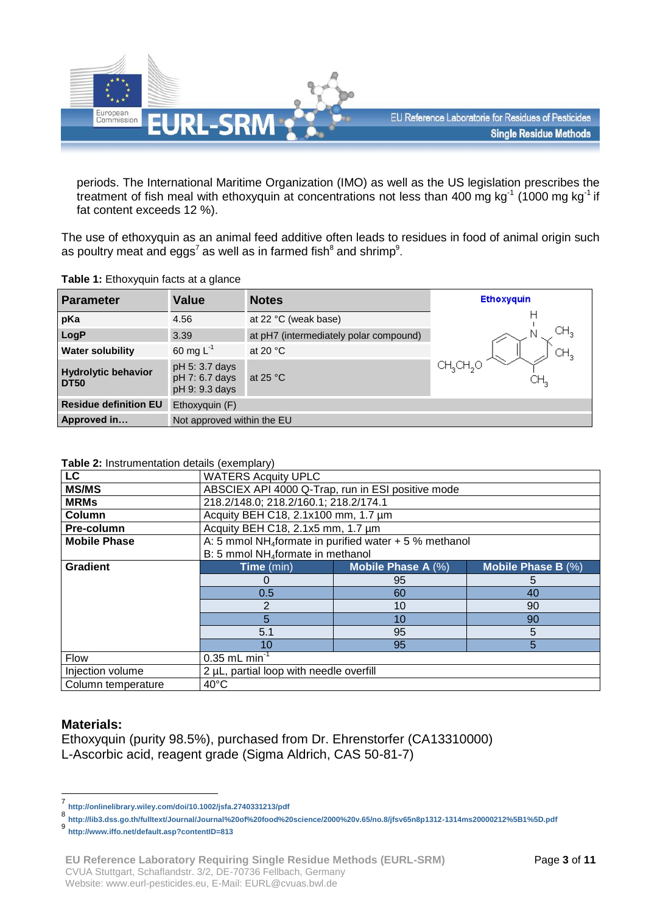periods. The International Maritime Organization (IMO) as well as the US legislation prescribes the treatment of fish meal with ethoxyquin at concentrations not less than 400 mg $kg^{-1}$ (1000 mg $kg^{-1}$ if fat content exceeds 12 %).

The use of ethoxyquin as an animal feed additive often leads to residues in food of animal origin such as poultry meat and eggs[7] as well as in farmed fish[8] and shrimp[9].

**Table 1:** Ethoxyquin facts at a glance

| Parameter | Value | Notes |
|---|---|---|
| **pKa** | 4.56 | at 22 °C (weak base) |
| **LogP** | 3.39 | at pH7 (intermediately polar compound) |
| **Water solubility** | 60 mg $L^{-1}$ | at 20 °C |
| **Hydrolytic behavior DT50** | pH 5: 3.7 days<br>pH 7: 6.7 days<br>pH 9: 9.3 days | at 25 °C |
| **Residue definition EU** | Ethoxyquin (F) | |
| **Approved in…** | Not approved within the EU | |

**Table 2:** Instrumentation details (exemplary)

| | | | |
|---|---|---|---|
| **LC** | WATERS Acquity UPLC | | |
| **MS/MS** | ABSCIEX API 4000 Q-Trap, run in ESI positive mode | | |
| **MRMs** | 218.2/148.0; 218.2/160.1; 218.2/174.1 | | |
| **Column** | Acquity BEH C18, 2.1x100 mm, 1.7 µm | | |
| **Pre-column** | Acquity BEH C18, 2.1x5 mm, 1.7 µm | | |
| **Mobile Phase** | A: 5 mmol $NH_4$formate in purified water + 5 % methanol<br>B: 5 mmol $NH_4$formate in methanol | | |
| **Gradient** | **Time** (min) | **Mobile Phase A** (%) | **Mobile Phase B** (%) |
| | 0 | 95 | 5 |
| | 0.5 | 60 | 40 |
| | 2 | 10 | 90 |
| | 5 | 10 | 90 |
| | 5.1 | 95 | 5 |
| | 10 | 95 | 5 |
| Flow | 0.35 mL $min^{-1}$ | | |
| Injection volume | 2 µL, partial loop with needle overfill | | |
| Column temperature | 40°C | | |

### Materials:

Ethoxyquin (purity 98.5%), purchased from Dr. Ehrenstorfer (CA13310000)
L-Ascorbic acid, reagent grade (Sigma Aldrich, CAS 50-81-7)

---

[7] http://onlinelibrary.wiley.com/doi/10.1002/jsfa.2740331213/pdf

[8] http://lib3.dss.go.th/fulltext/Journal/Journal%20of%20food%20science/2000%20v.65/no.8/jfsv65n8p1312-1314ms20000212%5B1%5D.pdf

[9] http://www.iffo.net/default.asp?contentID=813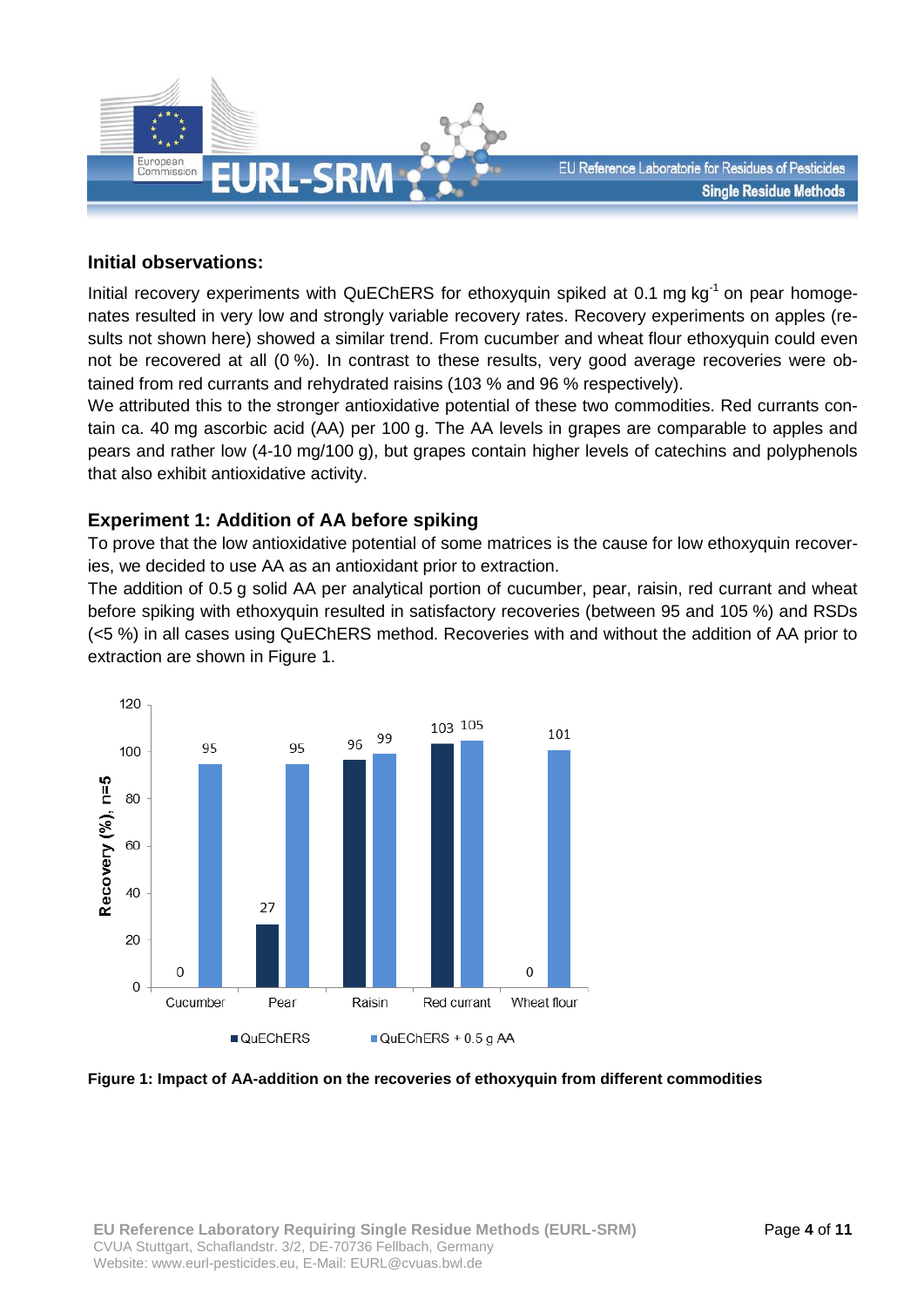## Initial observations:

Initial recovery experiments with QuEChERS for ethoxyquin spiked at 0.1 mg $kg^{-1}$ on pear homogenates resulted in very low and strongly variable recovery rates. Recovery experiments on apples (results not shown here) showed a similar trend. From cucumber and wheat flour ethoxyquin could even not be recovered at all (0 %). In contrast to these results, very good average recoveries were obtained from red currants and rehydrated raisins (103 % and 96 % respectively).

We attributed this to the stronger antioxidative potential of these two commodities. Red currants contain ca. 40 mg ascorbic acid (AA) per 100 g. The AA levels in grapes are comparable to apples and pears and rather low (4-10 mg/100 g), but grapes contain higher levels of catechins and polyphenols that also exhibit antioxidative activity.

## Experiment 1: Addition of AA before spiking

To prove that the low antioxidative potential of some matrices is the cause for low ethoxyquin recoveries, we decided to use AA as an antioxidant prior to extraction.

The addition of 0.5 g solid AA per analytical portion of cucumber, pear, raisin, red currant and wheat before spiking with ethoxyquin resulted in satisfactory recoveries (between 95 and 105 %) and RSDs (<5 %) in all cases using QuEChERS method. Recoveries with and without the addition of AA prior to extraction are shown in Figure 1.

| Commodity | QuEChERS | QuEChERS + 0.5 g AA |
|---|---|---|
| Cucumber | 0 | 95 |
| Pear | 27 | 95 |
| Raisin | 96 | 99 |
| Red currant | 103 | 105 |
| Wheat flour | 0 | 101 |

Recovery (%), n=5

**Figure 1: Impact of AA-addition on the recoveries of ethoxyquin from different commodities**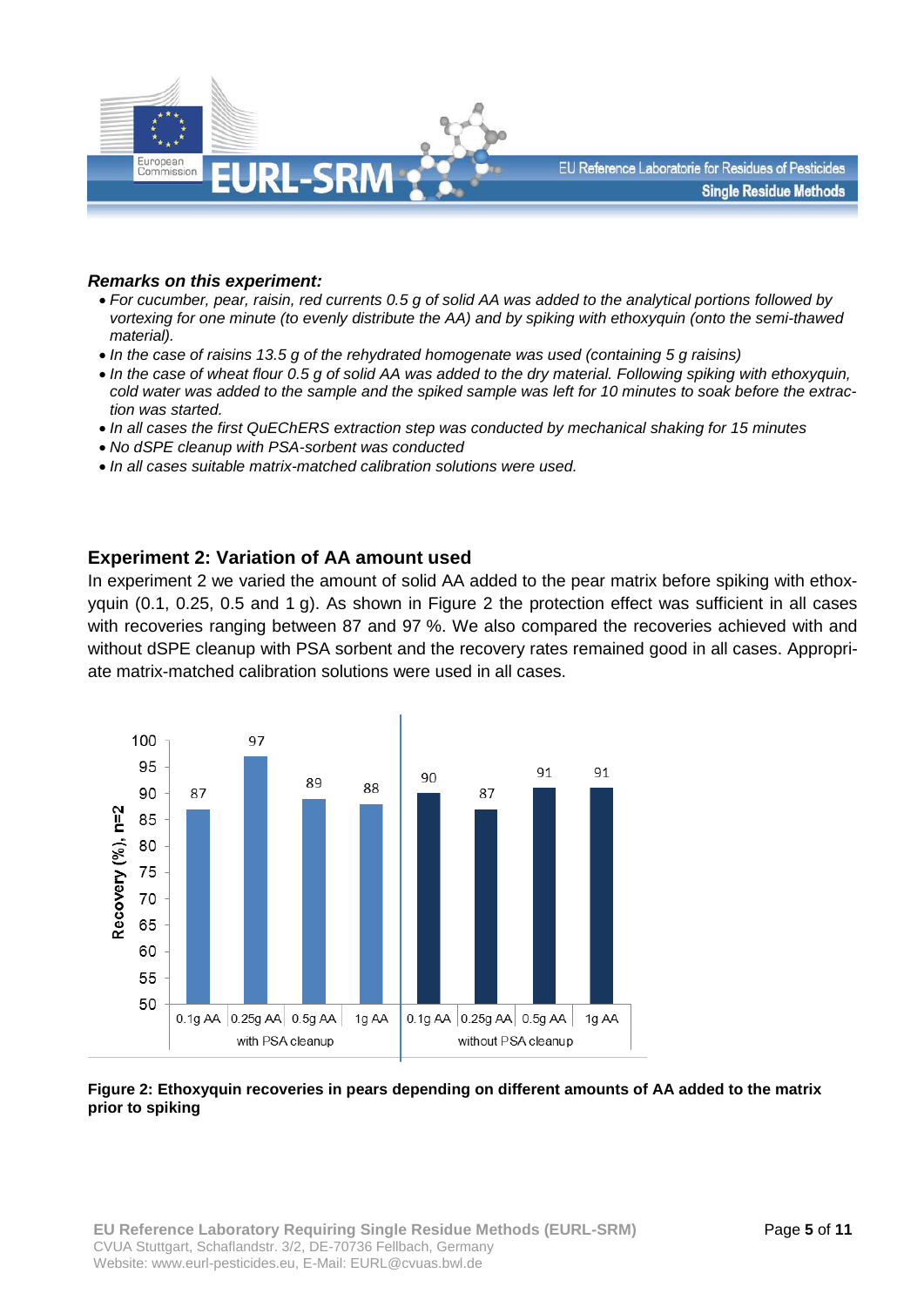***Remarks on this experiment:***

- *For cucumber, pear, raisin, red currents 0.5 g of solid AA was added to the analytical portions followed by vortexing for one minute (to evenly distribute the AA) and by spiking with ethoxyquin (onto the semi-thawed material).*
- *In the case of raisins 13.5 g of the rehydrated homogenate was used (containing 5 g raisins)*
- *In the case of wheat flour 0.5 g of solid AA was added to the dry material. Following spiking with ethoxyquin, cold water was added to the sample and the spiked sample was left for 10 minutes to soak before the extraction was started.*
- *In all cases the first QuEChERS extraction step was conducted by mechanical shaking for 15 minutes*
- *No dSPE cleanup with PSA-sorbent was conducted*
- *In all cases suitable matrix-matched calibration solutions were used.*

## Experiment 2: Variation of AA amount used

In experiment 2 we varied the amount of solid AA added to the pear matrix before spiking with ethoxyquin (0.1, 0.25, 0.5 and 1 g). As shown in Figure 2 the protection effect was sufficient in all cases with recoveries ranging between 87 and 97 %. We also compared the recoveries achieved with and without dSPE cleanup with PSA sorbent and the recovery rates remained good in all cases. Appropriate matrix-matched calibration solutions were used in all cases.

| | 0.1g AA | 0.25g AA | 0.5g AA | 1g AA |
|---|---|---|---|---|
| with PSA cleanup | 87 | 97 | 89 | 88 |
| without PSA cleanup | 90 | 87 | 91 | 91 |

Recovery (%), n=2

**Figure 2: Ethoxyquin recoveries in pears depending on different amounts of AA added to the matrix prior to spiking**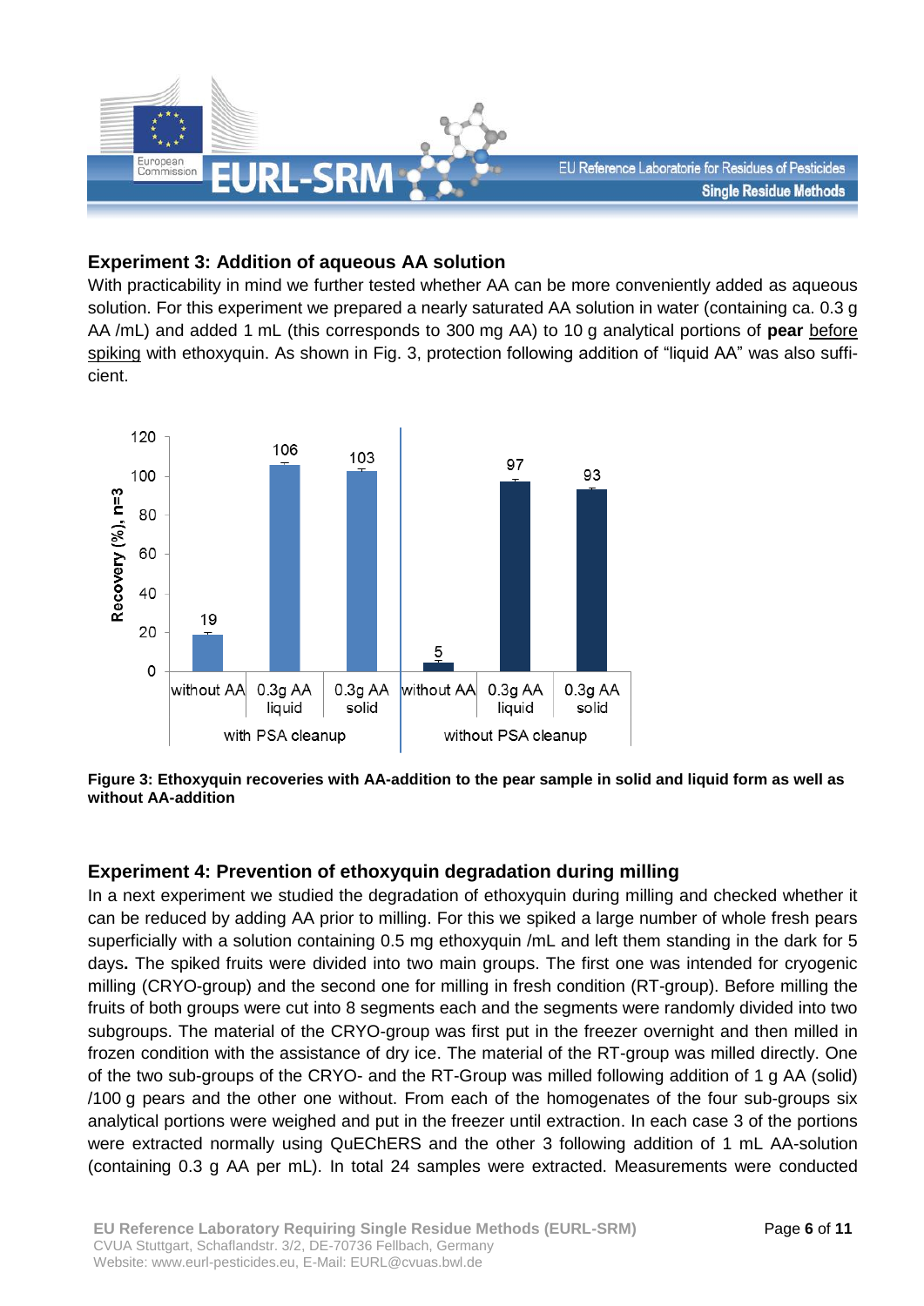### Experiment 3: Addition of aqueous AA solution

With practicability in mind we further tested whether AA can be more conveniently added as aqueous solution. For this experiment we prepared a nearly saturated AA solution in water (containing ca. 0.3 g AA /mL) and added 1 mL (this corresponds to 300 mg AA) to 10 g analytical portions of **pear** before spiking with ethoxyquin. As shown in Fig. 3, protection following addition of "liquid AA" was also sufficient.

**Figure 3: Ethoxyquin recoveries with AA-addition to the pear sample in solid and liquid form as well as without AA-addition**

### Experiment 4: Prevention of ethoxyquin degradation during milling

In a next experiment we studied the degradation of ethoxyquin during milling and checked whether it can be reduced by adding AA prior to milling. For this we spiked a large number of whole fresh pears superficially with a solution containing 0.5 mg ethoxyquin /mL and left them standing in the dark for 5 days**.** The spiked fruits were divided into two main groups. The first one was intended for cryogenic milling (CRYO-group) and the second one for milling in fresh condition (RT-group). Before milling the fruits of both groups were cut into 8 segments each and the segments were randomly divided into two subgroups. The material of the CRYO-group was first put in the freezer overnight and then milled in frozen condition with the assistance of dry ice. The material of the RT-group was milled directly. One of the two sub-groups of the CRYO- and the RT-Group was milled following addition of 1 g AA (solid) /100 g pears and the other one without. From each of the homogenates of the four sub-groups six analytical portions were weighed and put in the freezer until extraction. In each case 3 of the portions were extracted normally using QuEChERS and the other 3 following addition of 1 mL AA-solution (containing 0.3 g AA per mL). In total 24 samples were extracted. Measurements were conducted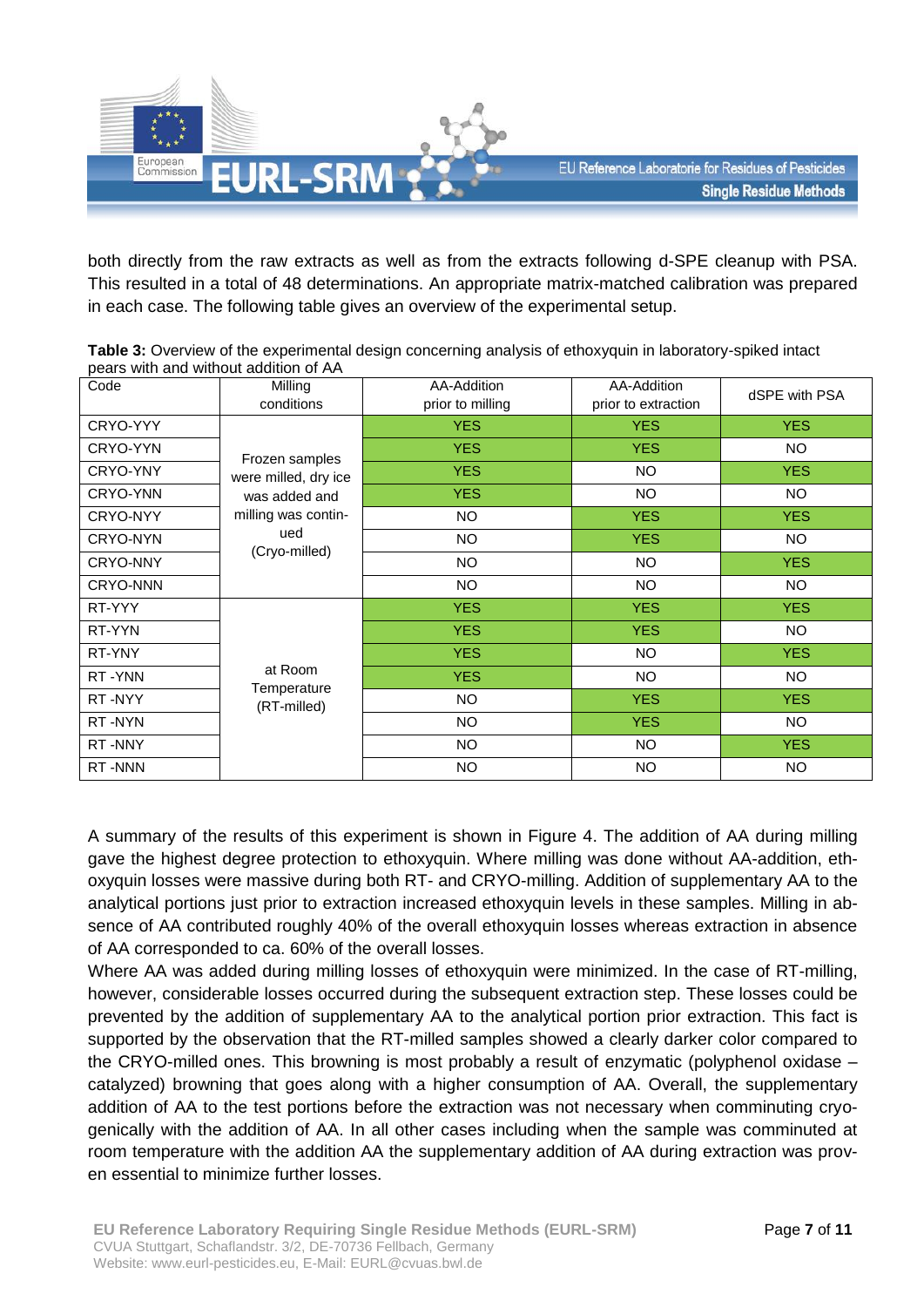both directly from the raw extracts as well as from the extracts following d-SPE cleanup with PSA. This resulted in a total of 48 determinations. An appropriate matrix-matched calibration was prepared in each case. The following table gives an overview of the experimental setup.

**Table 3:** Overview of the experimental design concerning analysis of ethoxyquin in laboratory-spiked intact pears with and without addition of AA

| Code | Milling conditions | AA-Addition prior to milling | AA-Addition prior to extraction | dSPE with PSA |
|---|---|---|---|---|
| CRYO-YYY | Frozen samples were milled, dry ice was added and milling was continued (Cryo-milled) | YES | YES | YES |
| CRYO-YYN | | YES | YES | NO |
| CRYO-YNY | | YES | NO | YES |
| CRYO-YNN | | YES | NO | NO |
| CRYO-NYY | | NO | YES | YES |
| CRYO-NYN | | NO | YES | NO |
| CRYO-NNY | | NO | NO | YES |
| CRYO-NNN | | NO | NO | NO |
| RT-YYY | at Room Temperature (RT-milled) | YES | YES | YES |
| RT-YYN | | YES | YES | NO |
| RT-YNY | | YES | NO | YES |
| RT -YNN | | YES | NO | NO |
| RT -NYY | | NO | YES | YES |
| RT -NYN | | NO | YES | NO |
| RT -NNY | | NO | NO | YES |
| RT -NNN | | NO | NO | NO |

A summary of the results of this experiment is shown in Figure 4. The addition of AA during milling gave the highest degree protection to ethoxyquin. Where milling was done without AA-addition, ethoxyquin losses were massive during both RT- and CRYO-milling. Addition of supplementary AA to the analytical portions just prior to extraction increased ethoxyquin levels in these samples. Milling in absence of AA contributed roughly 40% of the overall ethoxyquin losses whereas extraction in absence of AA corresponded to ca. 60% of the overall losses.

Where AA was added during milling losses of ethoxyquin were minimized. In the case of RT-milling, however, considerable losses occurred during the subsequent extraction step. These losses could be prevented by the addition of supplementary AA to the analytical portion prior extraction. This fact is supported by the observation that the RT-milled samples showed a clearly darker color compared to the CRYO-milled ones. This browning is most probably a result of enzymatic (polyphenol oxidase – catalyzed) browning that goes along with a higher consumption of AA. Overall, the supplementary addition of AA to the test portions before the extraction was not necessary when comminuting cryogenically with the addition of AA. In all other cases including when the sample was comminuted at room temperature with the addition AA the supplementary addition of AA during extraction was proven essential to minimize further losses.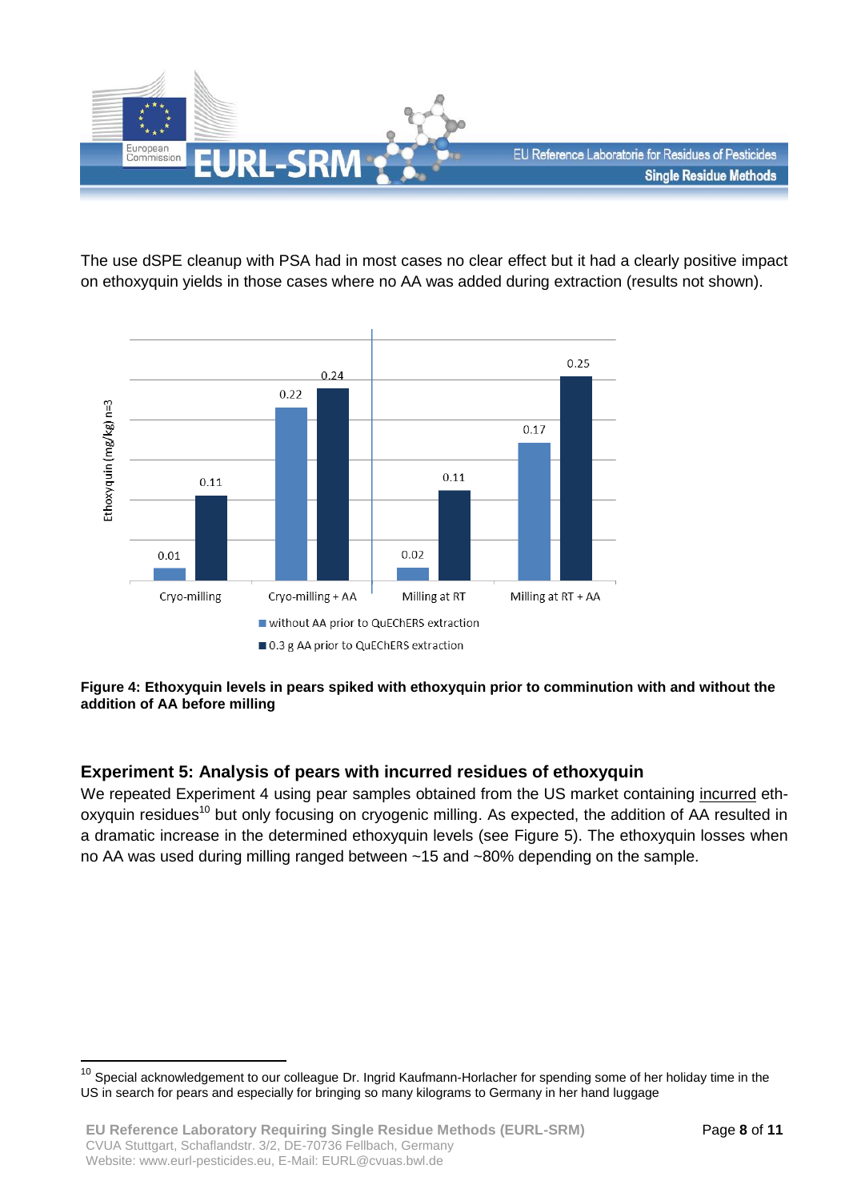The use dSPE cleanup with PSA had in most cases no clear effect but it had a clearly positive impact on ethoxyquin yields in those cases where no AA was added during extraction (results not shown).

| | Cryo-milling | Cryo-milling + AA | Milling at RT | Milling at RT + AA |
|---|---|---|---|---|
| without AA prior to QuEChERS extraction | 0.01 | 0.22 | 0.02 | 0.17 |
| 0.3 g AA prior to QuEChERS extraction | 0.11 | 0.24 | 0.11 | 0.25 |

Ethoxyquin (mg/kg) n=3

**Figure 4: Ethoxyquin levels in pears spiked with ethoxyquin prior to comminution with and without the addition of AA before milling**

## Experiment 5: Analysis of pears with incurred residues of ethoxyquin

We repeated Experiment 4 using pear samples obtained from the US market containing incurred ethoxyquin residues[10] but only focusing on cryogenic milling. As expected, the addition of AA resulted in a dramatic increase in the determined ethoxyquin levels (see Figure 5). The ethoxyquin losses when no AA was used during milling ranged between ~15 and ~80% depending on the sample.

[10] Special acknowledgement to our colleague Dr. Ingrid Kaufmann-Horlacher for spending some of her holiday time in the US in search for pears and especially for bringing so many kilograms to Germany in her hand luggage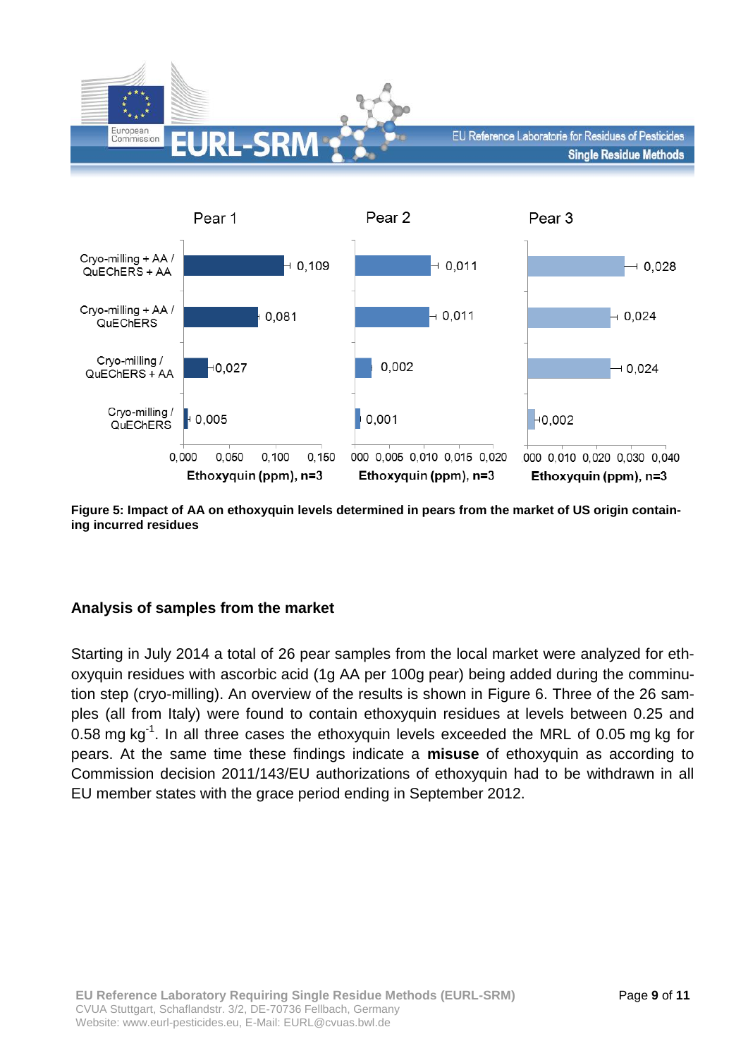**Figure 5: Impact of AA on ethoxyquin levels determined in pears from the market of US origin containing incurred residues**

## Analysis of samples from the market

Starting in July 2014 a total of 26 pear samples from the local market were analyzed for ethoxyquin residues with ascorbic acid (1g AA per 100g pear) being added during the comminution step (cryo-milling). An overview of the results is shown in Figure 6. Three of the 26 samples (all from Italy) were found to contain ethoxyquin residues at levels between 0.25 and 0.58 mg $kg^{-1}$. In all three cases the ethoxyquin levels exceeded the MRL of 0.05 mg kg for pears. At the same time these findings indicate a **misuse** of ethoxyquin as according to Commission decision 2011/143/EU authorizations of ethoxyquin had to be withdrawn in all EU member states with the grace period ending in September 2012.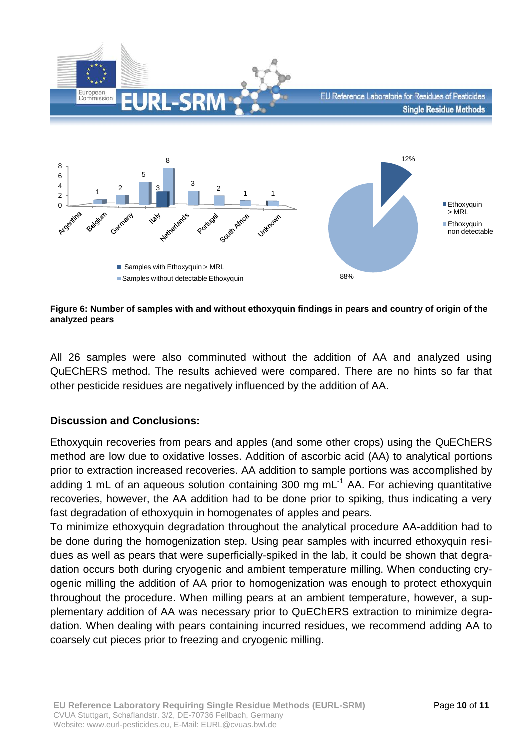**Figure 6: Number of samples with and without ethoxyquin findings in pears and country of origin of the analyzed pears**

All 26 samples were also comminuted without the addition of AA and analyzed using QuEChERS method. The results achieved were compared. There are no hints so far that other pesticide residues are negatively influenced by the addition of AA.

### Discussion and Conclusions:

Ethoxyquin recoveries from pears and apples (and some other crops) using the QuEChERS method are low due to oxidative losses. Addition of ascorbic acid (AA) to analytical portions prior to extraction increased recoveries. AA addition to sample portions was accomplished by adding 1 mL of an aqueous solution containing 300 mg $mL^{-1}$ AA. For achieving quantitative recoveries, however, the AA addition had to be done prior to spiking, thus indicating a very fast degradation of ethoxyquin in homogenates of apples and pears.

To minimize ethoxyquin degradation throughout the analytical procedure AA-addition had to be done during the homogenization step. Using pear samples with incurred ethoxyquin residues as well as pears that were superficially-spiked in the lab, it could be shown that degradation occurs both during cryogenic and ambient temperature milling. When conducting cryogenic milling the addition of AA prior to homogenization was enough to protect ethoxyquin throughout the procedure. When milling pears at an ambient temperature, however, a supplementary addition of AA was necessary prior to QuEChERS extraction to minimize degradation. When dealing with pears containing incurred residues, we recommend adding AA to coarsely cut pieces prior to freezing and cryogenic milling.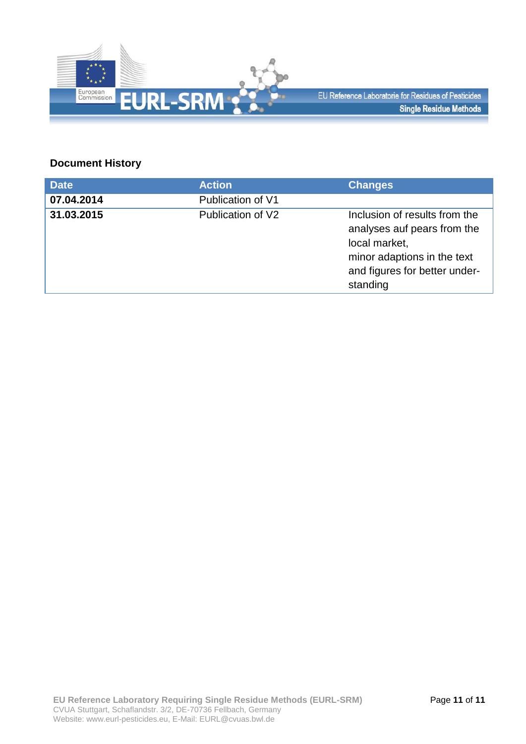**Document History**

| Date | Action | Changes |
|---|---|---|
| **07.04.2014** | Publication of V1 | |
| **31.03.2015** | Publication of V2 | Inclusion of results from the analyses auf pears from the local market, minor adaptions in the text and figures for better under-standing |